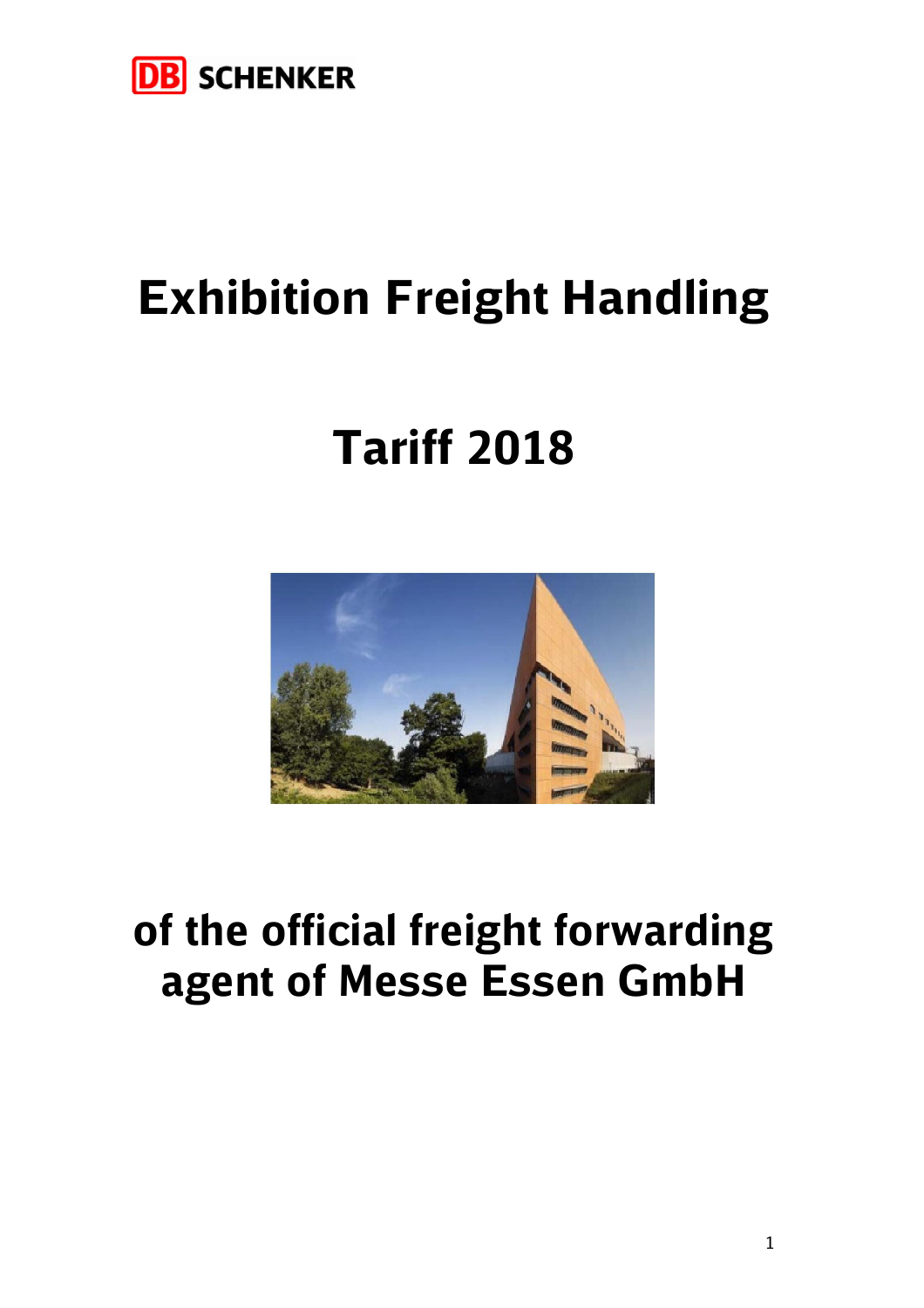DB SCHENKER

# Exhibition Freight Handling

# Tariff 2018

# of the official freight forwarding agent of Messe Essen GmbH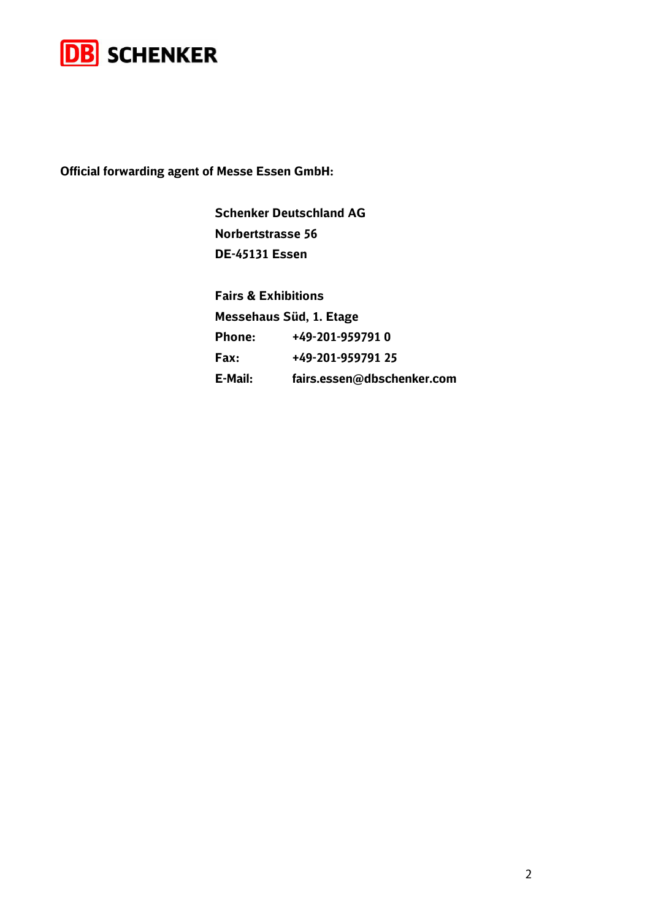DB SCHENKER

**Official forwarding agent of Messe Essen GmbH:**

**Schenker Deutschland AG**
**Norbertstrasse 56**
**DE-45131 Essen**

**Fairs & Exhibitions**
**Messehaus Süd, 1. Etage**

| | |
|---|---|
| **Phone:** | **+49-201-959791 0** |
| **Fax:** | **+49-201-959791 25** |
| **E-Mail:** | **fairs.essen@dbschenker.com** |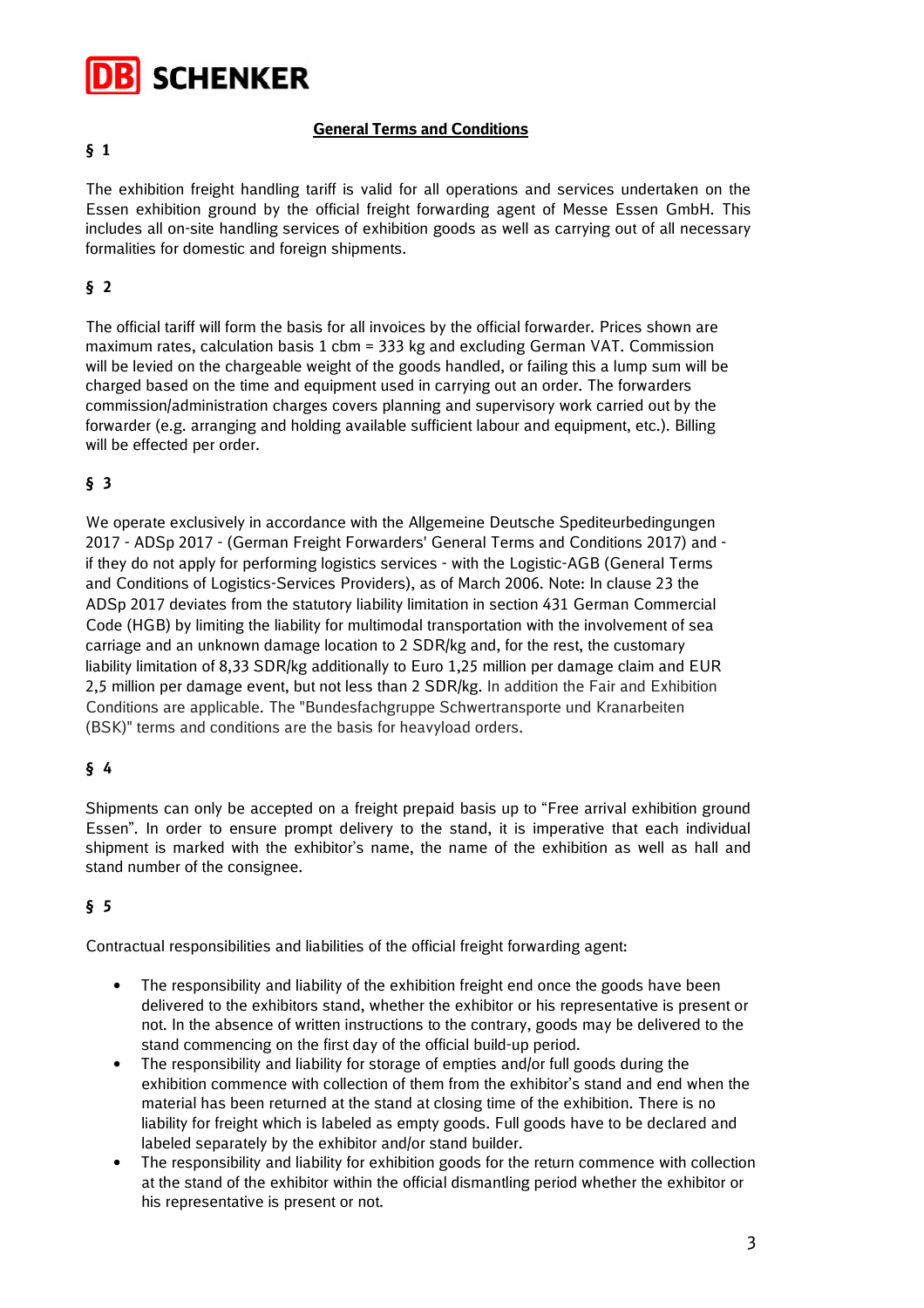DB SCHENKER

# General Terms and Conditions

## § 1

The exhibition freight handling tariff is valid for all operations and services undertaken on the Essen exhibition ground by the official freight forwarding agent of Messe Essen GmbH. This includes all on-site handling services of exhibition goods as well as carrying out of all necessary formalities for domestic and foreign shipments.

## § 2

The official tariff will form the basis for all invoices by the official forwarder. Prices shown are maximum rates, calculation basis 1 cbm = 333 kg and excluding German VAT. Commission will be levied on the chargeable weight of the goods handled, or failing this a lump sum will be charged based on the time and equipment used in carrying out an order. The forwarders commission/administration charges covers planning and supervisory work carried out by the forwarder (e.g. arranging and holding available sufficient labour and equipment, etc.). Billing will be effected per order.

## § 3

We operate exclusively in accordance with the Allgemeine Deutsche Spediteurbedingungen 2017 - ADSp 2017 - (German Freight Forwarders' General Terms and Conditions 2017) and - if they do not apply for performing logistics services - with the Logistic-AGB (General Terms and Conditions of Logistics-Services Providers), as of March 2006. Note: In clause 23 the ADSp 2017 deviates from the statutory liability limitation in section 431 German Commercial Code (HGB) by limiting the liability for multimodal transportation with the involvement of sea carriage and an unknown damage location to 2 SDR/kg and, for the rest, the customary liability limitation of 8,33 SDR/kg additionally to Euro 1,25 million per damage claim and EUR 2,5 million per damage event, but not less than 2 SDR/kg. In addition the Fair and Exhibition Conditions are applicable. The "Bundesfachgruppe Schwertransporte und Kranarbeiten (BSK)" terms and conditions are the basis for heavyload orders.

## § 4

Shipments can only be accepted on a freight prepaid basis up to “Free arrival exhibition ground Essen”. In order to ensure prompt delivery to the stand, it is imperative that each individual shipment is marked with the exhibitor’s name, the name of the exhibition as well as hall and stand number of the consignee.

## § 5

Contractual responsibilities and liabilities of the official freight forwarding agent:

- The responsibility and liability of the exhibition freight end once the goods have been delivered to the exhibitors stand, whether the exhibitor or his representative is present or not. In the absence of written instructions to the contrary, goods may be delivered to the stand commencing on the first day of the official build-up period.
- The responsibility and liability for storage of empties and/or full goods during the exhibition commence with collection of them from the exhibitor’s stand and end when the material has been returned at the stand at closing time of the exhibition. There is no liability for freight which is labeled as empty goods. Full goods have to be declared and labeled separately by the exhibitor and/or stand builder.
- The responsibility and liability for exhibition goods for the return commence with collection at the stand of the exhibitor within the official dismantling period whether the exhibitor or his representative is present or not.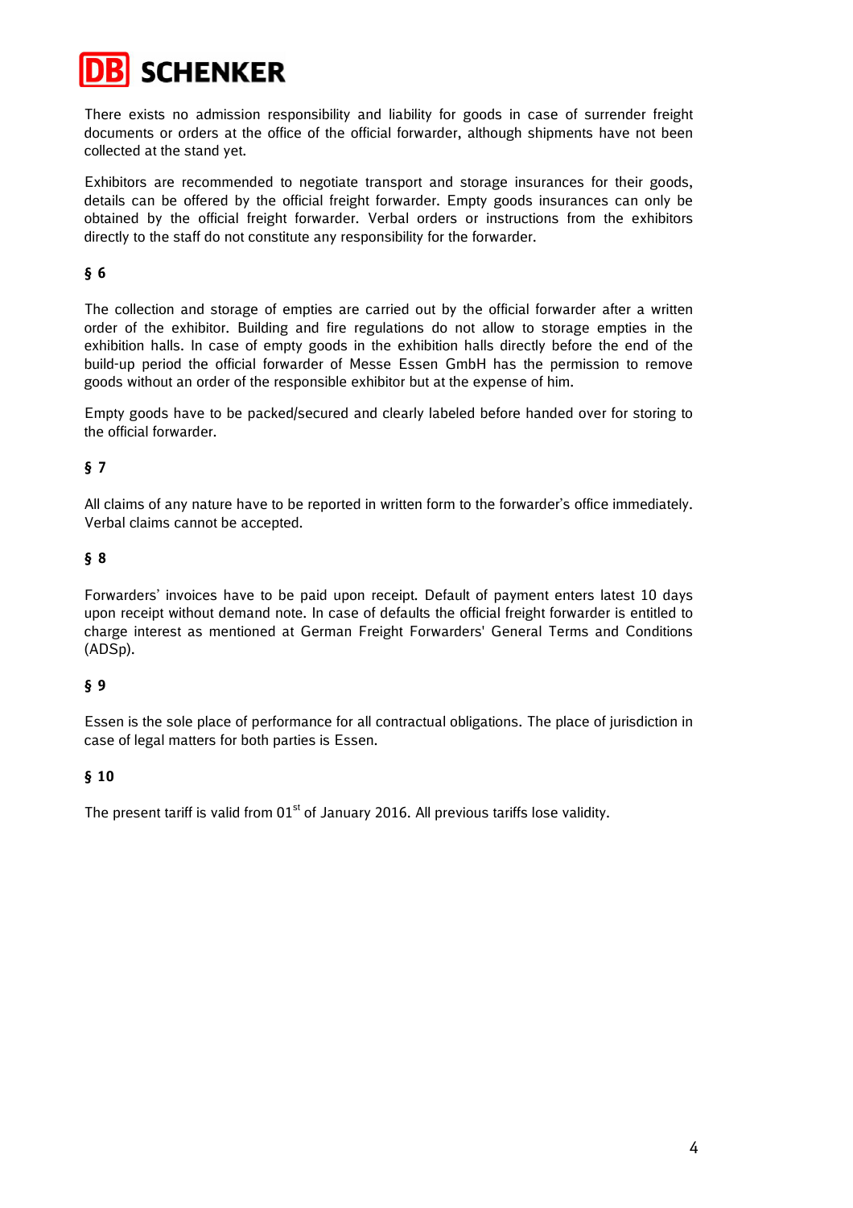There exists no admission responsibility and liability for goods in case of surrender freight documents or orders at the office of the official forwarder, although shipments have not been collected at the stand yet.

Exhibitors are recommended to negotiate transport and storage insurances for their goods, details can be offered by the official freight forwarder. Empty goods insurances can only be obtained by the official freight forwarder. Verbal orders or instructions from the exhibitors directly to the staff do not constitute any responsibility for the forwarder.

**§ 6**

The collection and storage of empties are carried out by the official forwarder after a written order of the exhibitor. Building and fire regulations do not allow to storage empties in the exhibition halls. In case of empty goods in the exhibition halls directly before the end of the build-up period the official forwarder of Messe Essen GmbH has the permission to remove goods without an order of the responsible exhibitor but at the expense of him.

Empty goods have to be packed/secured and clearly labeled before handed over for storing to the official forwarder.

**§ 7**

All claims of any nature have to be reported in written form to the forwarder's office immediately. Verbal claims cannot be accepted.

**§ 8**

Forwarders' invoices have to be paid upon receipt. Default of payment enters latest 10 days upon receipt without demand note. In case of defaults the official freight forwarder is entitled to charge interest as mentioned at German Freight Forwarders' General Terms and Conditions (ADSp).

**§ 9**

Essen is the sole place of performance for all contractual obligations. The place of jurisdiction in case of legal matters for both parties is Essen.

**§ 10**

The present tariff is valid from 01st of January 2016. All previous tariffs lose validity.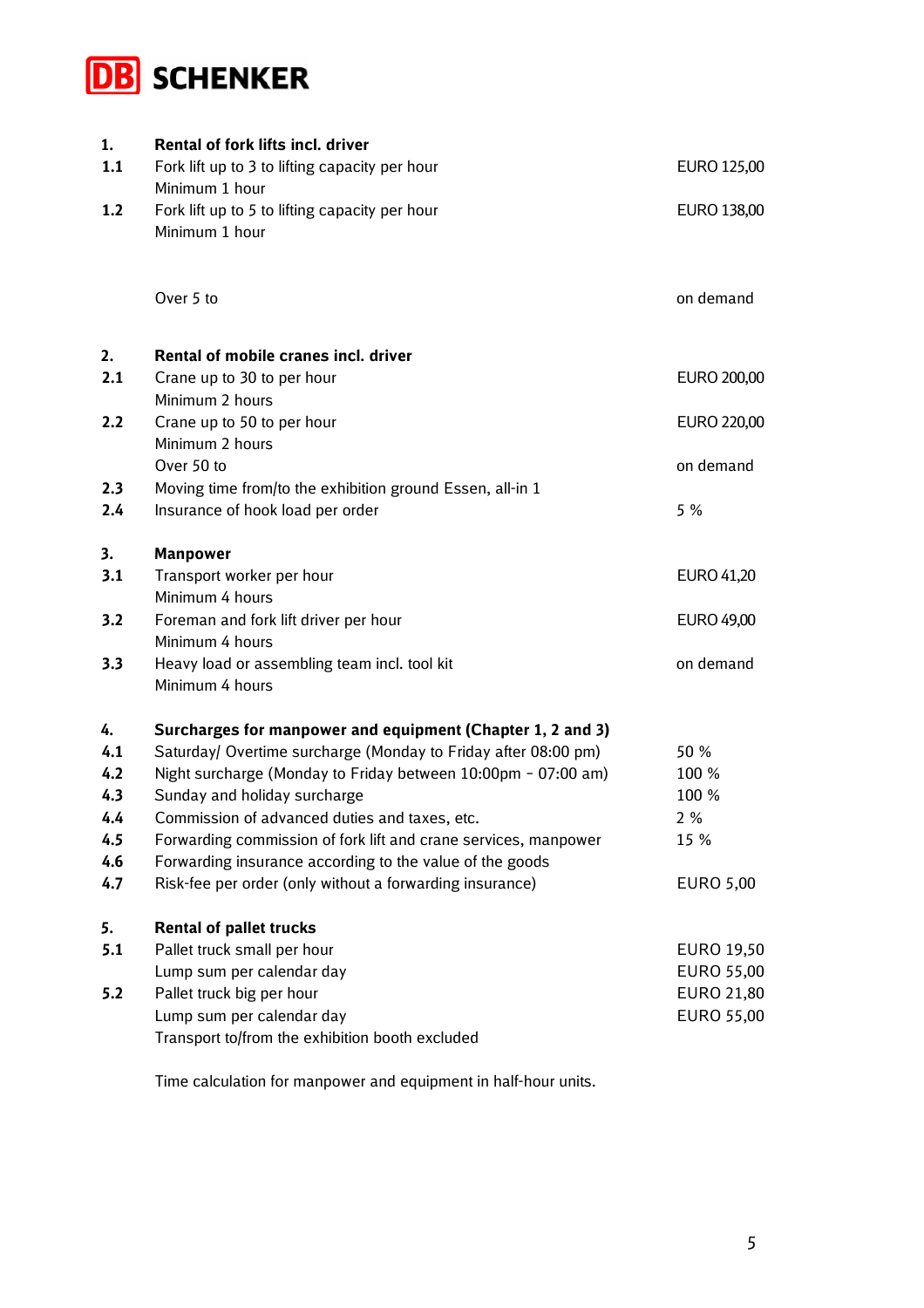**DB SCHENKER**

| | | |
|---|---|---|
| **1.** | **Rental of fork lifts incl. driver** | |
| **1.1** | Fork lift up to 3 to lifting capacity per hour<br>Minimum 1 hour | EURO 125,00 |
| **1.2** | Fork lift up to 5 to lifting capacity per hour<br>Minimum 1 hour | EURO 138,00 |
| | Over 5 to | on demand |
| **2.** | **Rental of mobile cranes incl. driver** | |
| **2.1** | Crane up to 30 to per hour<br>Minimum 2 hours | EURO 200,00 |
| **2.2** | Crane up to 50 to per hour<br>Minimum 2 hours | EURO 220,00 |
| | Over 50 to | on demand |
| **2.3** | Moving time from/to the exhibition ground Essen, all-in 1 | |
| **2.4** | Insurance of hook load per order | 5 % |
| **3.** | **Manpower** | |
| **3.1** | Transport worker per hour<br>Minimum 4 hours | EURO 41,20 |
| **3.2** | Foreman and fork lift driver per hour<br>Minimum 4 hours | EURO 49,00 |
| **3.3** | Heavy load or assembling team incl. tool kit<br>Minimum 4 hours | on demand |
| **4.** | **Surcharges for manpower and equipment (Chapter 1, 2 and 3)** | |
| **4.1** | Saturday/ Overtime surcharge (Monday to Friday after 08:00 pm) | 50 % |
| **4.2** | Night surcharge (Monday to Friday between 10:00pm - 07:00 am) | 100 % |
| **4.3** | Sunday and holiday surcharge | 100 % |
| **4.4** | Commission of advanced duties and taxes, etc. | 2 % |
| **4.5** | Forwarding commission of fork lift and crane services, manpower | 15 % |
| **4.6** | Forwarding insurance according to the value of the goods | |
| **4.7** | Risk-fee per order (only without a forwarding insurance) | EURO 5,00 |
| **5.** | **Rental of pallet trucks** | |
| **5.1** | Pallet truck small per hour<br>Lump sum per calendar day | EURO 19,50<br>EURO 55,00 |
| **5.2** | Pallet truck big per hour<br>Lump sum per calendar day<br>Transport to/from the exhibition booth excluded | EURO 21,80<br>EURO 55,00 |

Time calculation for manpower and equipment in half-hour units.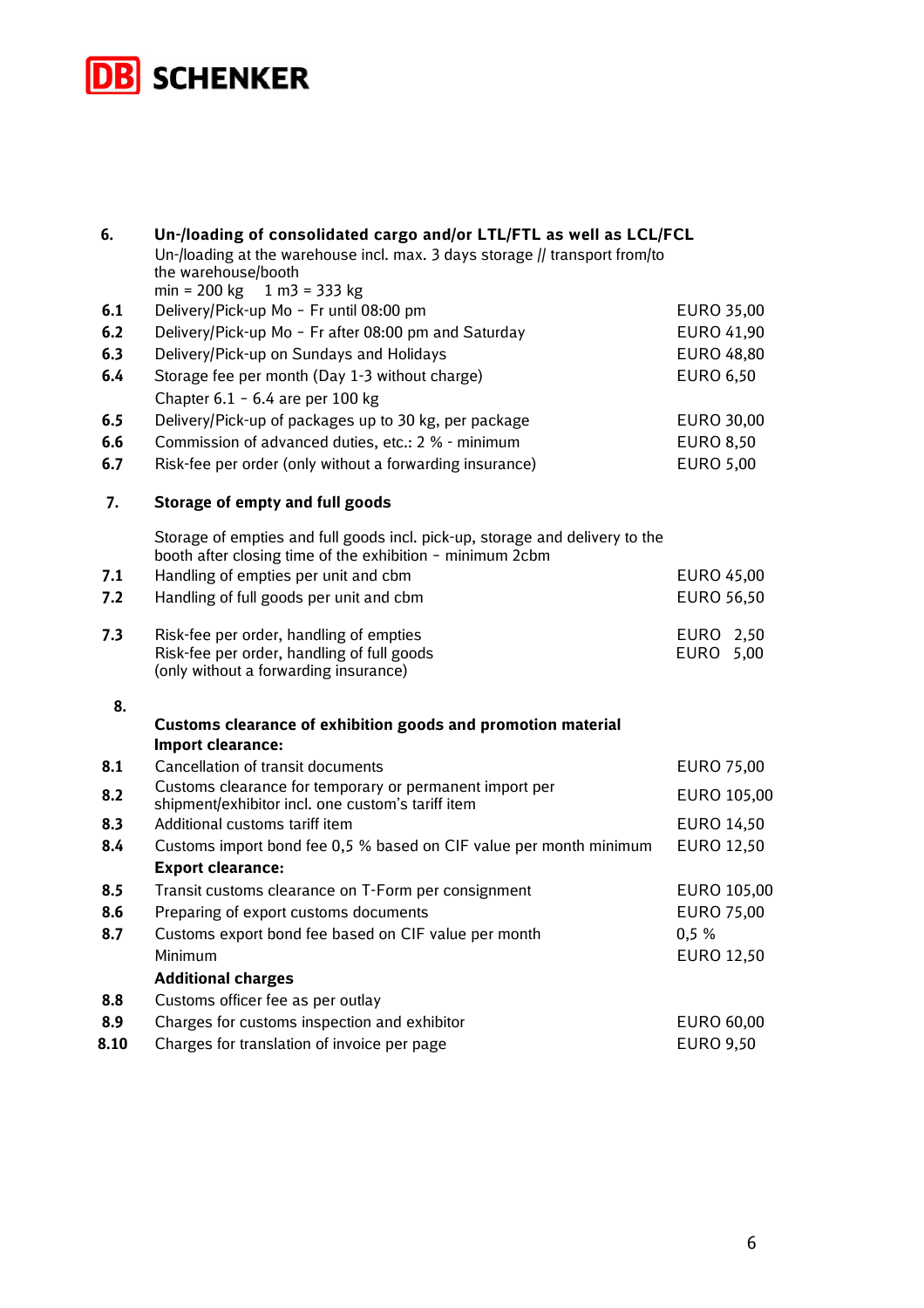## 6. Un-/loading of consolidated cargo and/or LTL/FTL as well as LCL/FCL

Un-/loading at the warehouse incl. max. 3 days storage // transport from/to the warehouse/booth
min = 200 kg    1 m3 = 333 kg

| | | |
|---|---|---|
| 6.1 | Delivery/Pick-up Mo – Fr until 08:00 pm | EURO 35,00 |
| 6.2 | Delivery/Pick-up Mo – Fr after 08:00 pm and Saturday | EURO 41,90 |
| 6.3 | Delivery/Pick-up on Sundays and Holidays | EURO 48,80 |
| 6.4 | Storage fee per month (Day 1-3 without charge) | EURO 6,50 |
| | Chapter 6.1 – 6.4 are per 100 kg | |
| 6.5 | Delivery/Pick-up of packages up to 30 kg, per package | EURO 30,00 |
| 6.6 | Commission of advanced duties, etc.: 2 % - minimum | EURO 8,50 |
| 6.7 | Risk-fee per order (only without a forwarding insurance) | EURO 5,00 |

## 7. Storage of empty and full goods

Storage of empties and full goods incl. pick-up, storage and delivery to the booth after closing time of the exhibition – minimum 2cbm

| | | |
|---|---|---|
| 7.1 | Handling of empties per unit and cbm | EURO 45,00 |
| 7.2 | Handling of full goods per unit and cbm | EURO 56,50 |
| 7.3 | Risk-fee per order, handling of empties<br>Risk-fee per order, handling of full goods<br>(only without a forwarding insurance) | EURO 2,50<br>EURO 5,00 |

## 8. Customs clearance of exhibition goods and promotion material

**Import clearance:**

| | | |
|---|---|---|
| 8.1 | Cancellation of transit documents | EURO 75,00 |
| 8.2 | Customs clearance for temporary or permanent import per shipment/exhibitor incl. one custom's tariff item | EURO 105,00 |
| 8.3 | Additional customs tariff item | EURO 14,50 |
| 8.4 | Customs import bond fee 0,5 % based on CIF value per month minimum | EURO 12,50 |

**Export clearance:**

| | | |
|---|---|---|
| 8.5 | Transit customs clearance on T-Form per consignment | EURO 105,00 |
| 8.6 | Preparing of export customs documents | EURO 75,00 |
| 8.7 | Customs export bond fee based on CIF value per month | 0,5 % |
| | Minimum | EURO 12,50 |

**Additional charges**

| | | |
|---|---|---|
| 8.8 | Customs officer fee as per outlay | |
| 8.9 | Charges for customs inspection and exhibitor | EURO 60,00 |
| 8.10 | Charges for translation of invoice per page | EURO 9,50 |